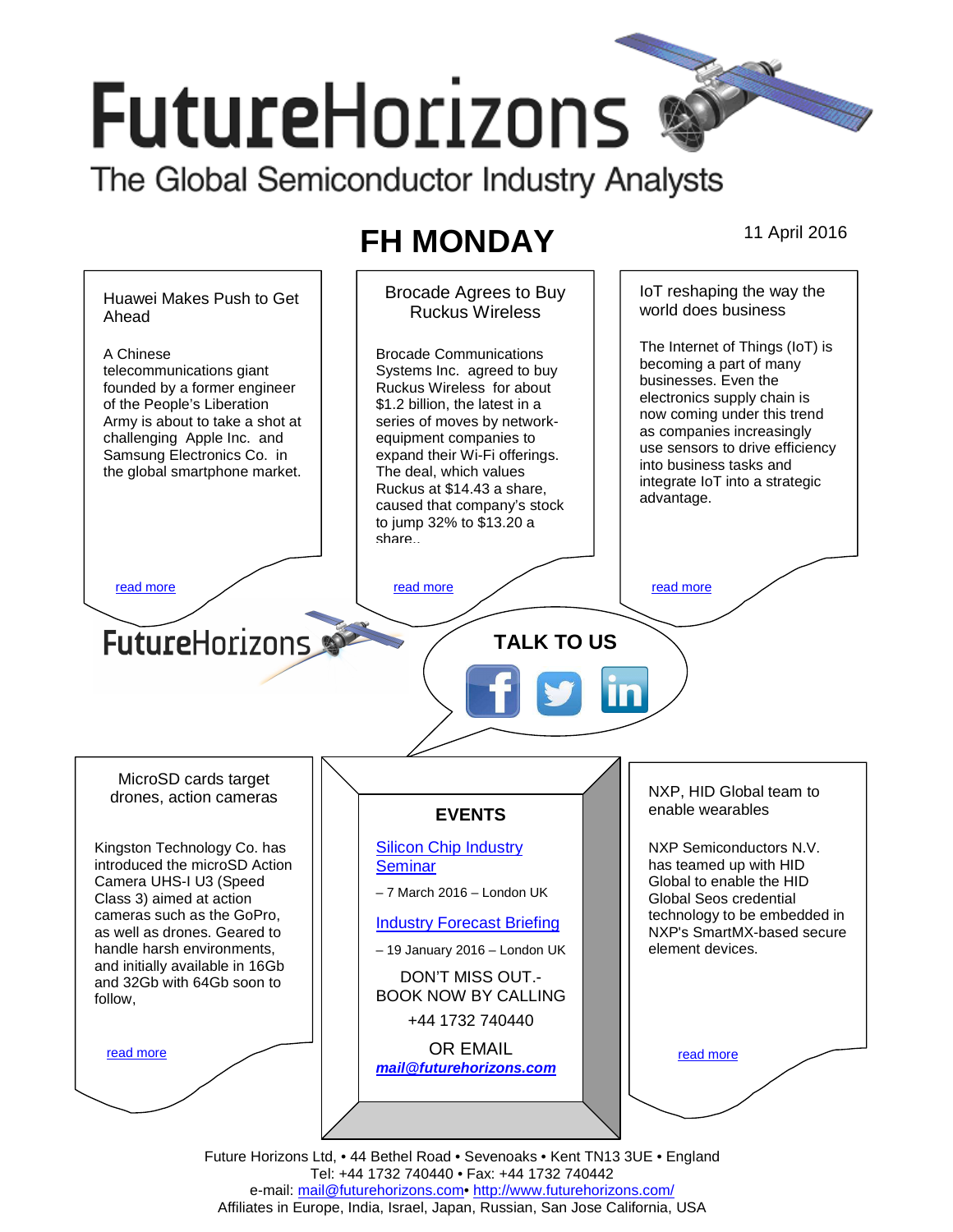# FutureHorizons

The Global Semiconductor Industry Analysts

## FH MONDAY

11 April 2016

### Huawei Makes Push to Get Ahead

A Chinese telecommunications giant founded by a former engineer of the People's Liberation Army is about to take a shot at challenging Apple Inc. and Samsung Electronics Co. in the global smartphone market.

read more

### Brocade Agrees to Buy Ruckus Wireless

Brocade Communications Systems Inc. agreed to buy Ruckus Wireless for about $1.2 billion, the latest in a series of moves by network-equipment companies to expand their Wi-Fi offerings. The deal, which values Ruckus at $14.43 a share, caused that company's stock to jump 32% to $13.20 a share..

read more

### IoT reshaping the way the world does business

The Internet of Things (IoT) is becoming a part of many businesses. Even the electronics supply chain is now coming under this trend as companies increasingly use sensors to drive efficiency into business tasks and integrate IoT into a strategic advantage.

read more

FutureHorizons

**TALK TO US**

### MicroSD cards target drones, action cameras

Kingston Technology Co. has introduced the microSD Action Camera UHS-I U3 (Speed Class 3) aimed at action cameras such as the GoPro, as well as drones. Geared to handle harsh environments, and initially available in 16Gb and 32Gb with 64Gb soon to follow,

read more

### EVENTS

Silicon Chip Industry Seminar

– 7 March 2016 – London UK

Industry Forecast Briefing

– 19 January 2016 – London UK

DON'T MISS OUT.- BOOK NOW BY CALLING

+44 1732 740440

OR EMAIL

***mail@futurehorizons.com***

### NXP, HID Global team to enable wearables

NXP Semiconductors N.V. has teamed up with HID Global to enable the HID Global Seos credential technology to be embedded in NXP's SmartMX-based secure element devices.

read more

Future Horizons Ltd, • 44 Bethel Road • Sevenoaks • Kent TN13 3UE • England
Tel: +44 1732 740440 • Fax: +44 1732 740442
e-mail: mail@futurehorizons.com• http://www.futurehorizons.com/
Affiliates in Europe, India, Israel, Japan, Russian, San Jose California, USA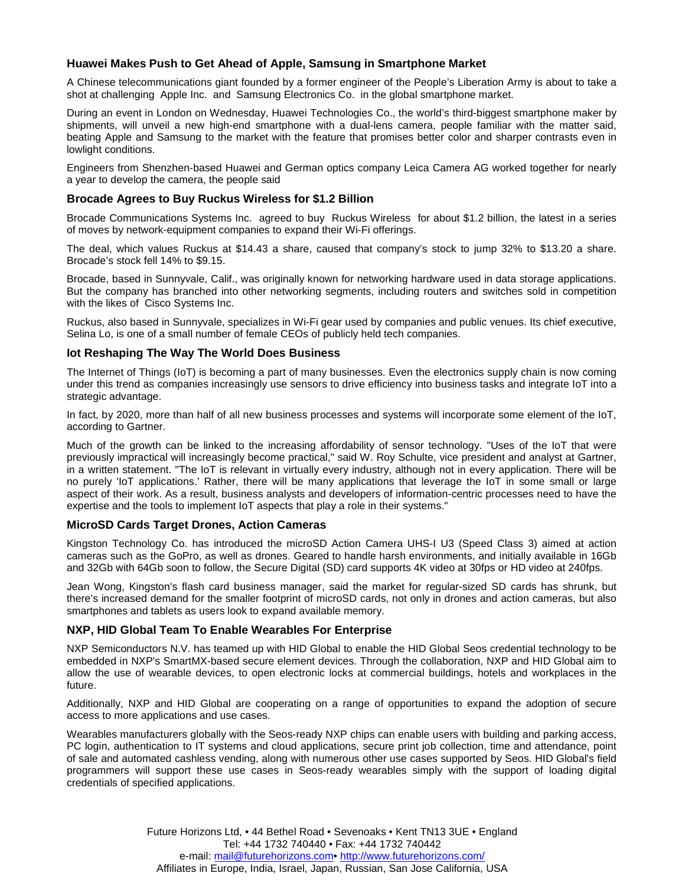### Huawei Makes Push to Get Ahead of Apple, Samsung in Smartphone Market

A Chinese telecommunications giant founded by a former engineer of the People's Liberation Army is about to take a shot at challenging Apple Inc. and Samsung Electronics Co. in the global smartphone market.

During an event in London on Wednesday, Huawei Technologies Co., the world's third-biggest smartphone maker by shipments, will unveil a new high-end smartphone with a dual-lens camera, people familiar with the matter said, beating Apple and Samsung to the market with the feature that promises better color and sharper contrasts even in lowlight conditions.

Engineers from Shenzhen-based Huawei and German optics company Leica Camera AG worked together for nearly a year to develop the camera, the people said

### Brocade Agrees to Buy Ruckus Wireless for $1.2 Billion

Brocade Communications Systems Inc. agreed to buy Ruckus Wireless for about $1.2 billion, the latest in a series of moves by network-equipment companies to expand their Wi-Fi offerings.

The deal, which values Ruckus at $14.43 a share, caused that company's stock to jump 32% to $13.20 a share. Brocade's stock fell 14% to $9.15.

Brocade, based in Sunnyvale, Calif., was originally known for networking hardware used in data storage applications. But the company has branched into other networking segments, including routers and switches sold in competition with the likes of Cisco Systems Inc.

Ruckus, also based in Sunnyvale, specializes in Wi-Fi gear used by companies and public venues. Its chief executive, Selina Lo, is one of a small number of female CEOs of publicly held tech companies.

### Iot Reshaping The Way The World Does Business

The Internet of Things (IoT) is becoming a part of many businesses. Even the electronics supply chain is now coming under this trend as companies increasingly use sensors to drive efficiency into business tasks and integrate IoT into a strategic advantage.

In fact, by 2020, more than half of all new business processes and systems will incorporate some element of the IoT, according to Gartner.

Much of the growth can be linked to the increasing affordability of sensor technology. "Uses of the IoT that were previously impractical will increasingly become practical," said W. Roy Schulte, vice president and analyst at Gartner, in a written statement. "The IoT is relevant in virtually every industry, although not in every application. There will be no purely 'IoT applications.' Rather, there will be many applications that leverage the IoT in some small or large aspect of their work. As a result, business analysts and developers of information-centric processes need to have the expertise and the tools to implement IoT aspects that play a role in their systems."

### MicroSD Cards Target Drones, Action Cameras

Kingston Technology Co. has introduced the microSD Action Camera UHS-I U3 (Speed Class 3) aimed at action cameras such as the GoPro, as well as drones. Geared to handle harsh environments, and initially available in 16Gb and 32Gb with 64Gb soon to follow, the Secure Digital (SD) card supports 4K video at 30fps or HD video at 240fps.

Jean Wong, Kingston's flash card business manager, said the market for regular-sized SD cards has shrunk, but there's increased demand for the smaller footprint of microSD cards, not only in drones and action cameras, but also smartphones and tablets as users look to expand available memory.

### NXP, HID Global Team To Enable Wearables For Enterprise

NXP Semiconductors N.V. has teamed up with HID Global to enable the HID Global Seos credential technology to be embedded in NXP's SmartMX-based secure element devices. Through the collaboration, NXP and HID Global aim to allow the use of wearable devices, to open electronic locks at commercial buildings, hotels and workplaces in the future.

Additionally, NXP and HID Global are cooperating on a range of opportunities to expand the adoption of secure access to more applications and use cases.

Wearables manufacturers globally with the Seos-ready NXP chips can enable users with building and parking access, PC login, authentication to IT systems and cloud applications, secure print job collection, time and attendance, point of sale and automated cashless vending, along with numerous other use cases supported by Seos. HID Global's field programmers will support these use cases in Seos-ready wearables simply with the support of loading digital credentials of specified applications.

Future Horizons Ltd, • 44 Bethel Road • Sevenoaks • Kent TN13 3UE • England
Tel: +44 1732 740440 • Fax: +44 1732 740442
e-mail: mail@futurehorizons.com• http://www.futurehorizons.com/
Affiliates in Europe, India, Israel, Japan, Russian, San Jose California, USA